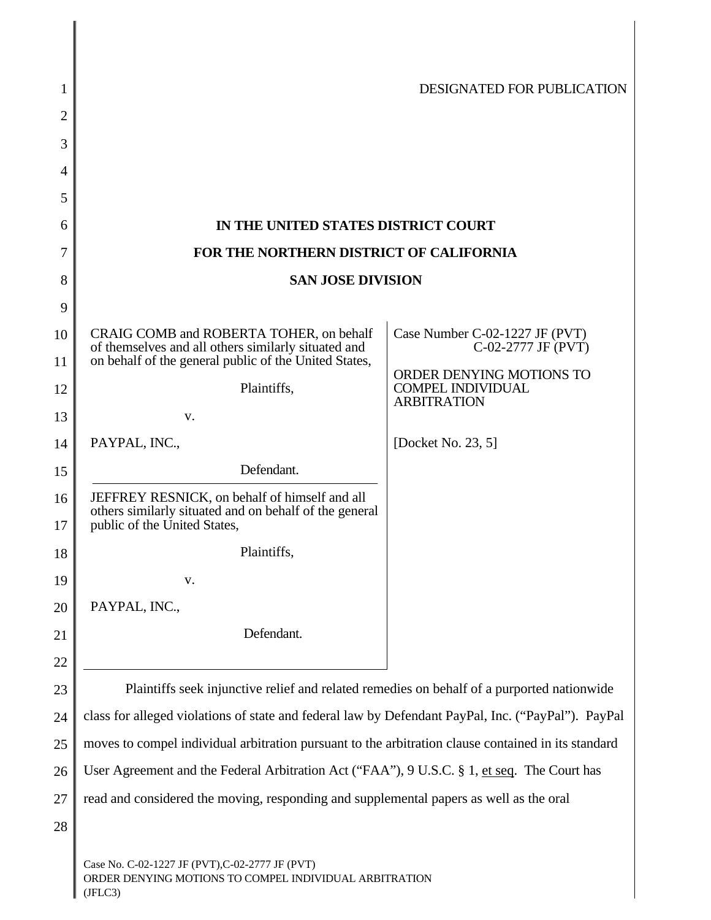DESIGNATED FOR PUBLICATION

**IN THE UNITED STATES DISTRICT COURT**

**FOR THE NORTHERN DISTRICT OF CALIFORNIA**

**SAN JOSE DIVISION**

| | |
|---|---|
| CRAIG COMB and ROBERTA TOHER, on behalf of themselves and all others similarly situated and on behalf of the general public of the United States,<br><br>Plaintiffs,<br><br>v.<br><br>PAYPAL, INC.,<br><br>Defendant. | Case Number C-02-1227 JF (PVT)<br>C-02-2777 JF (PVT)<br><br>ORDER DENYING MOTIONS TO COMPEL INDIVIDUAL ARBITRATION<br><br>[Docket No. 23, 5] |
| JEFFREY RESNICK, on behalf of himself and all others similarly situated and on behalf of the general public of the United States,<br><br>Plaintiffs,<br><br>v.<br><br>PAYPAL, INC.,<br><br>Defendant. | |

Plaintiffs seek injunctive relief and related remedies on behalf of a purported nationwide class for alleged violations of state and federal law by Defendant PayPal, Inc. ("PayPal"). PayPal moves to compel individual arbitration pursuant to the arbitration clause contained in its standard User Agreement and the Federal Arbitration Act ("FAA"), 9 U.S.C. § 1, et seq. The Court has read and considered the moving, responding and supplemental papers as well as the oral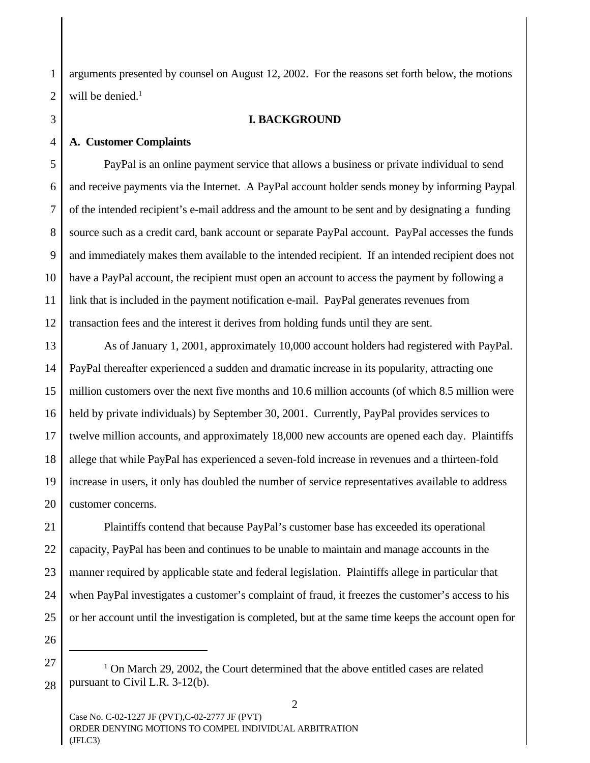arguments presented by counsel on August 12, 2002. For the reasons set forth below, the motions will be denied.[1]

## I. BACKGROUND

### A. Customer Complaints

PayPal is an online payment service that allows a business or private individual to send and receive payments via the Internet. A PayPal account holder sends money by informing Paypal of the intended recipient's e-mail address and the amount to be sent and by designating a funding source such as a credit card, bank account or separate PayPal account. PayPal accesses the funds and immediately makes them available to the intended recipient. If an intended recipient does not have a PayPal account, the recipient must open an account to access the payment by following a link that is included in the payment notification e-mail. PayPal generates revenues from transaction fees and the interest it derives from holding funds until they are sent.

As of January 1, 2001, approximately 10,000 account holders had registered with PayPal. PayPal thereafter experienced a sudden and dramatic increase in its popularity, attracting one million customers over the next five months and 10.6 million accounts (of which 8.5 million were held by private individuals) by September 30, 2001. Currently, PayPal provides services to twelve million accounts, and approximately 18,000 new accounts are opened each day. Plaintiffs allege that while PayPal has experienced a seven-fold increase in revenues and a thirteen-fold increase in users, it only has doubled the number of service representatives available to address customer concerns.

Plaintiffs contend that because PayPal's customer base has exceeded its operational capacity, PayPal has been and continues to be unable to maintain and manage accounts in the manner required by applicable state and federal legislation. Plaintiffs allege in particular that when PayPal investigates a customer's complaint of fraud, it freezes the customer's access to his or her account until the investigation is completed, but at the same time keeps the account open for

---

[1] On March 29, 2002, the Court determined that the above entitled cases are related pursuant to Civil L.R. 3-12(b).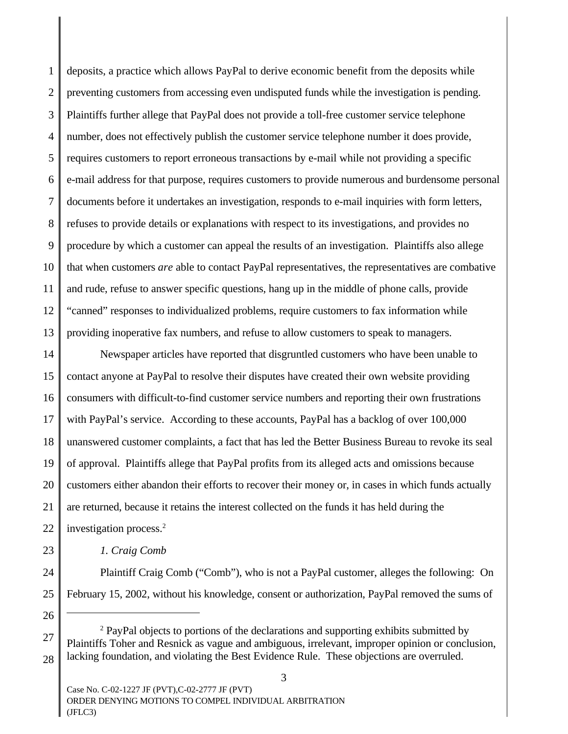deposits, a practice which allows PayPal to derive economic benefit from the deposits while preventing customers from accessing even undisputed funds while the investigation is pending. Plaintiffs further allege that PayPal does not provide a toll-free customer service telephone number, does not effectively publish the customer service telephone number it does provide, requires customers to report erroneous transactions by e-mail while not providing a specific e-mail address for that purpose, requires customers to provide numerous and burdensome personal documents before it undertakes an investigation, responds to e-mail inquiries with form letters, refuses to provide details or explanations with respect to its investigations, and provides no procedure by which a customer can appeal the results of an investigation. Plaintiffs also allege that when customers *are* able to contact PayPal representatives, the representatives are combative and rude, refuse to answer specific questions, hang up in the middle of phone calls, provide "canned" responses to individualized problems, require customers to fax information while providing inoperative fax numbers, and refuse to allow customers to speak to managers.

Newspaper articles have reported that disgruntled customers who have been unable to contact anyone at PayPal to resolve their disputes have created their own website providing consumers with difficult-to-find customer service numbers and reporting their own frustrations with PayPal's service. According to these accounts, PayPal has a backlog of over 100,000 unanswered customer complaints, a fact that has led the Better Business Bureau to revoke its seal of approval. Plaintiffs allege that PayPal profits from its alleged acts and omissions because customers either abandon their efforts to recover their money or, in cases in which funds actually are returned, because it retains the interest collected on the funds it has held during the investigation process.[2]

*1. Craig Comb*

Plaintiff Craig Comb ("Comb"), who is not a PayPal customer, alleges the following: On February 15, 2002, without his knowledge, consent or authorization, PayPal removed the sums of

[2] PayPal objects to portions of the declarations and supporting exhibits submitted by Plaintiffs Toher and Resnick as vague and ambiguous, irrelevant, improper opinion or conclusion, lacking foundation, and violating the Best Evidence Rule. These objections are overruled.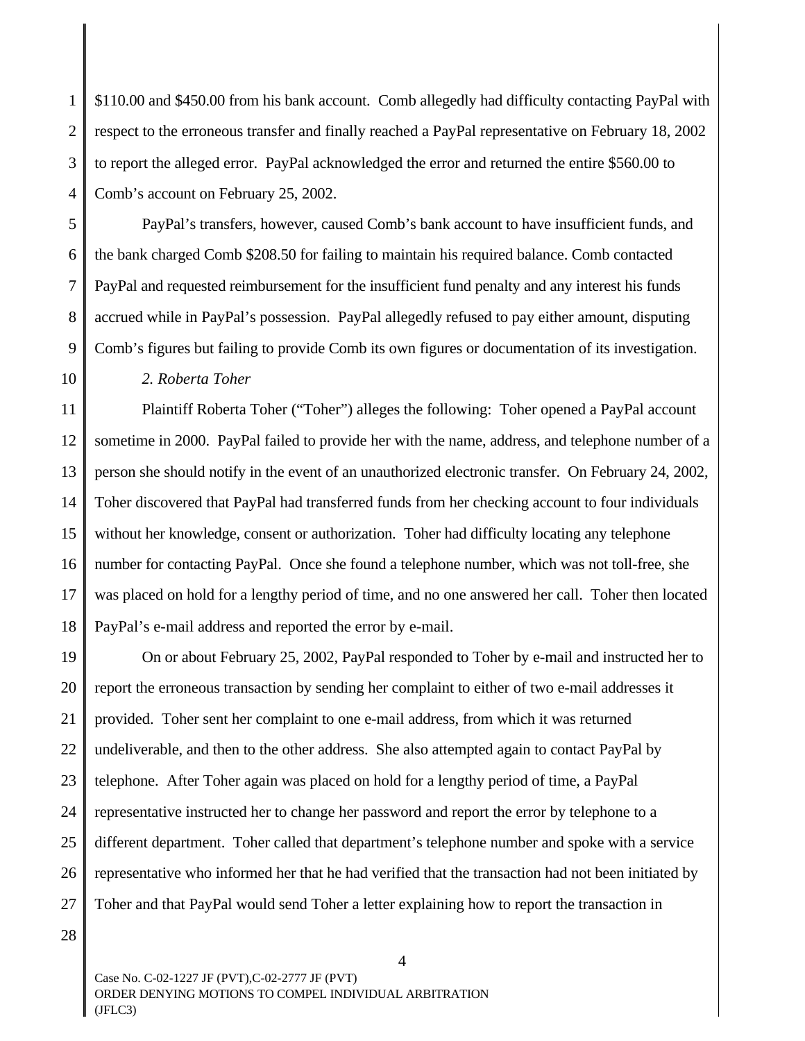$110.00 and $450.00 from his bank account. Comb allegedly had difficulty contacting PayPal with respect to the erroneous transfer and finally reached a PayPal representative on February 18, 2002 to report the alleged error. PayPal acknowledged the error and returned the entire $560.00 to Comb's account on February 25, 2002.

PayPal's transfers, however, caused Comb's bank account to have insufficient funds, and the bank charged Comb $208.50 for failing to maintain his required balance. Comb contacted PayPal and requested reimbursement for the insufficient fund penalty and any interest his funds accrued while in PayPal's possession. PayPal allegedly refused to pay either amount, disputing Comb's figures but failing to provide Comb its own figures or documentation of its investigation.

*2. Roberta Toher*

Plaintiff Roberta Toher ("Toher") alleges the following: Toher opened a PayPal account sometime in 2000. PayPal failed to provide her with the name, address, and telephone number of a person she should notify in the event of an unauthorized electronic transfer. On February 24, 2002, Toher discovered that PayPal had transferred funds from her checking account to four individuals without her knowledge, consent or authorization. Toher had difficulty locating any telephone number for contacting PayPal. Once she found a telephone number, which was not toll-free, she was placed on hold for a lengthy period of time, and no one answered her call. Toher then located PayPal's e-mail address and reported the error by e-mail.

On or about February 25, 2002, PayPal responded to Toher by e-mail and instructed her to report the erroneous transaction by sending her complaint to either of two e-mail addresses it provided. Toher sent her complaint to one e-mail address, from which it was returned undeliverable, and then to the other address. She also attempted again to contact PayPal by telephone. After Toher again was placed on hold for a lengthy period of time, a PayPal representative instructed her to change her password and report the error by telephone to a different department. Toher called that department's telephone number and spoke with a service representative who informed her that he had verified that the transaction had not been initiated by Toher and that PayPal would send Toher a letter explaining how to report the transaction in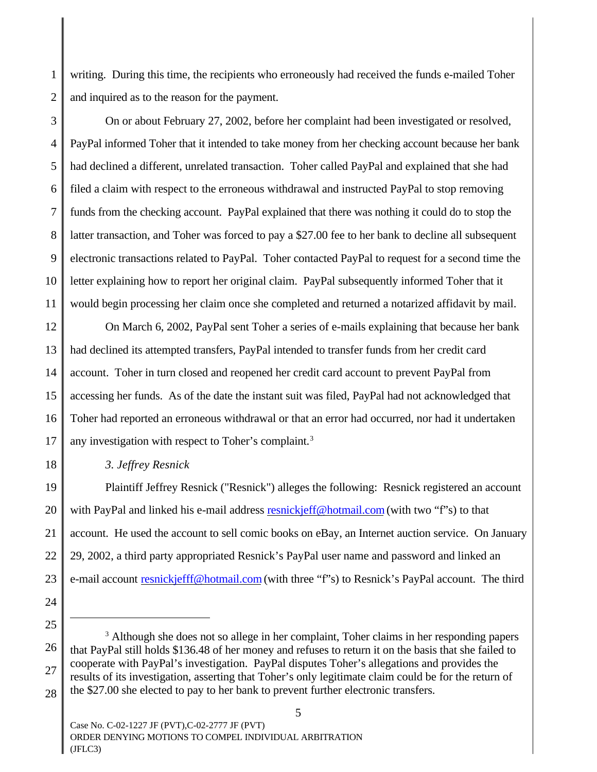writing. During this time, the recipients who erroneously had received the funds e-mailed Toher and inquired as to the reason for the payment.

On or about February 27, 2002, before her complaint had been investigated or resolved, PayPal informed Toher that it intended to take money from her checking account because her bank had declined a different, unrelated transaction. Toher called PayPal and explained that she had filed a claim with respect to the erroneous withdrawal and instructed PayPal to stop removing funds from the checking account. PayPal explained that there was nothing it could do to stop the latter transaction, and Toher was forced to pay a $27.00 fee to her bank to decline all subsequent electronic transactions related to PayPal. Toher contacted PayPal to request for a second time the letter explaining how to report her original claim. PayPal subsequently informed Toher that it would begin processing her claim once she completed and returned a notarized affidavit by mail.

On March 6, 2002, PayPal sent Toher a series of e-mails explaining that because her bank had declined its attempted transfers, PayPal intended to transfer funds from her credit card account. Toher in turn closed and reopened her credit card account to prevent PayPal from accessing her funds. As of the date the instant suit was filed, PayPal had not acknowledged that Toher had reported an erroneous withdrawal or that an error had occurred, nor had it undertaken any investigation with respect to Toher's complaint.[3]

*3. Jeffrey Resnick*

Plaintiff Jeffrey Resnick ("Resnick") alleges the following: Resnick registered an account with PayPal and linked his e-mail address resnickjeff@hotmail.com (with two "f"s) to that account. He used the account to sell comic books on eBay, an Internet auction service. On January 29, 2002, a third party appropriated Resnick's PayPal user name and password and linked an e-mail account resnickjefff@hotmail.com (with three "f"s) to Resnick's PayPal account. The third

---

[3] Although she does not so allege in her complaint, Toher claims in her responding papers that PayPal still holds $136.48 of her money and refuses to return it on the basis that she failed to cooperate with PayPal's investigation. PayPal disputes Toher's allegations and provides the results of its investigation, asserting that Toher's only legitimate claim could be for the return of the $27.00 she elected to pay to her bank to prevent further electronic transfers.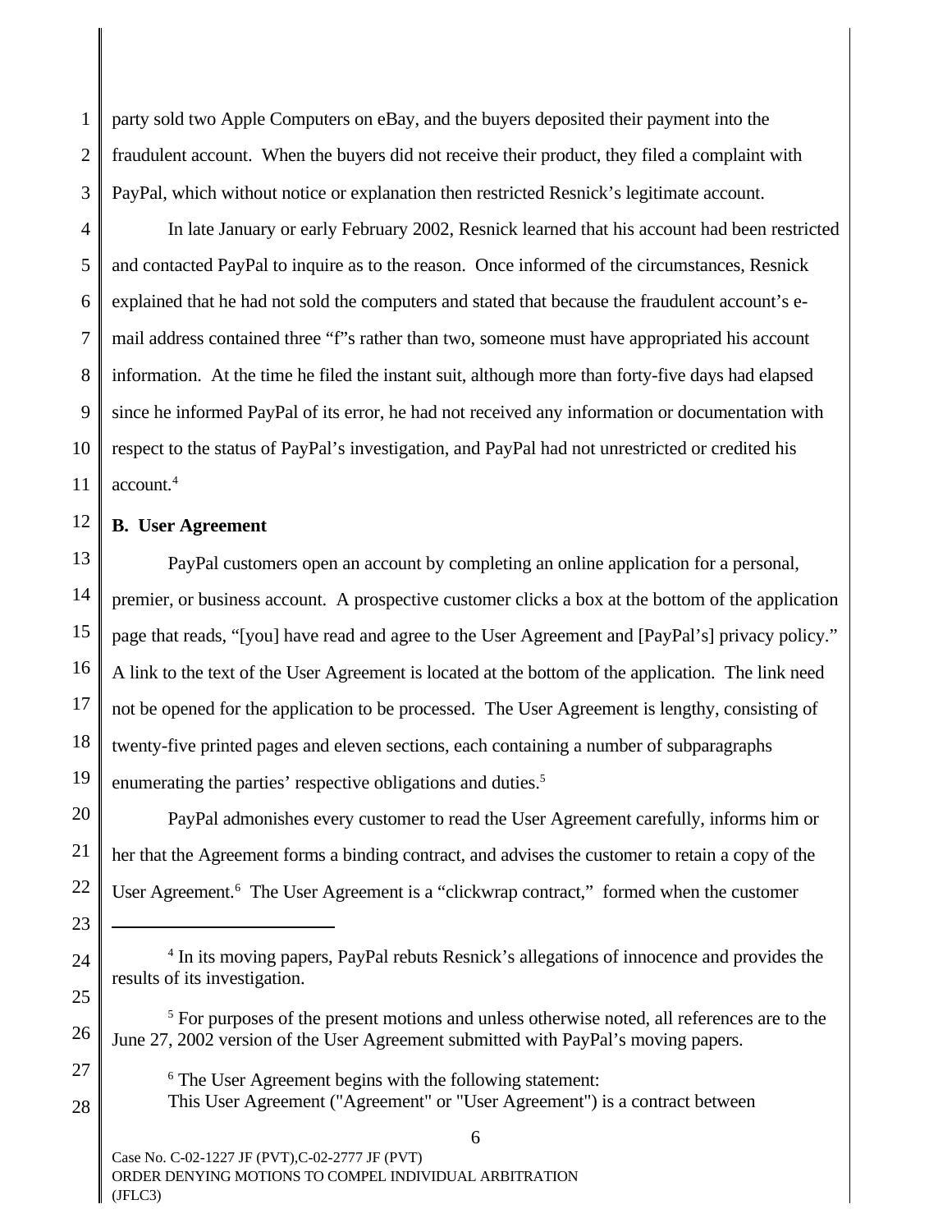party sold two Apple Computers on eBay, and the buyers deposited their payment into the fraudulent account. When the buyers did not receive their product, they filed a complaint with PayPal, which without notice or explanation then restricted Resnick's legitimate account.

In late January or early February 2002, Resnick learned that his account had been restricted and contacted PayPal to inquire as to the reason. Once informed of the circumstances, Resnick explained that he had not sold the computers and stated that because the fraudulent account's e-mail address contained three "f"s rather than two, someone must have appropriated his account information. At the time he filed the instant suit, although more than forty-five days had elapsed since he informed PayPal of its error, he had not received any information or documentation with respect to the status of PayPal's investigation, and PayPal had not unrestricted or credited his account.[4]

**B. User Agreement**

PayPal customers open an account by completing an online application for a personal, premier, or business account. A prospective customer clicks a box at the bottom of the application page that reads, "[you] have read and agree to the User Agreement and [PayPal's] privacy policy." A link to the text of the User Agreement is located at the bottom of the application. The link need not be opened for the application to be processed. The User Agreement is lengthy, consisting of twenty-five printed pages and eleven sections, each containing a number of subparagraphs enumerating the parties' respective obligations and duties.[5]

PayPal admonishes every customer to read the User Agreement carefully, informs him or her that the Agreement forms a binding contract, and advises the customer to retain a copy of the User Agreement.[6] The User Agreement is a "clickwrap contract," formed when the customer

---

[4] In its moving papers, PayPal rebuts Resnick's allegations of innocence and provides the results of its investigation.

[5] For purposes of the present motions and unless otherwise noted, all references are to the June 27, 2002 version of the User Agreement submitted with PayPal's moving papers.

[6] The User Agreement begins with the following statement:
This User Agreement ("Agreement" or "User Agreement") is a contract between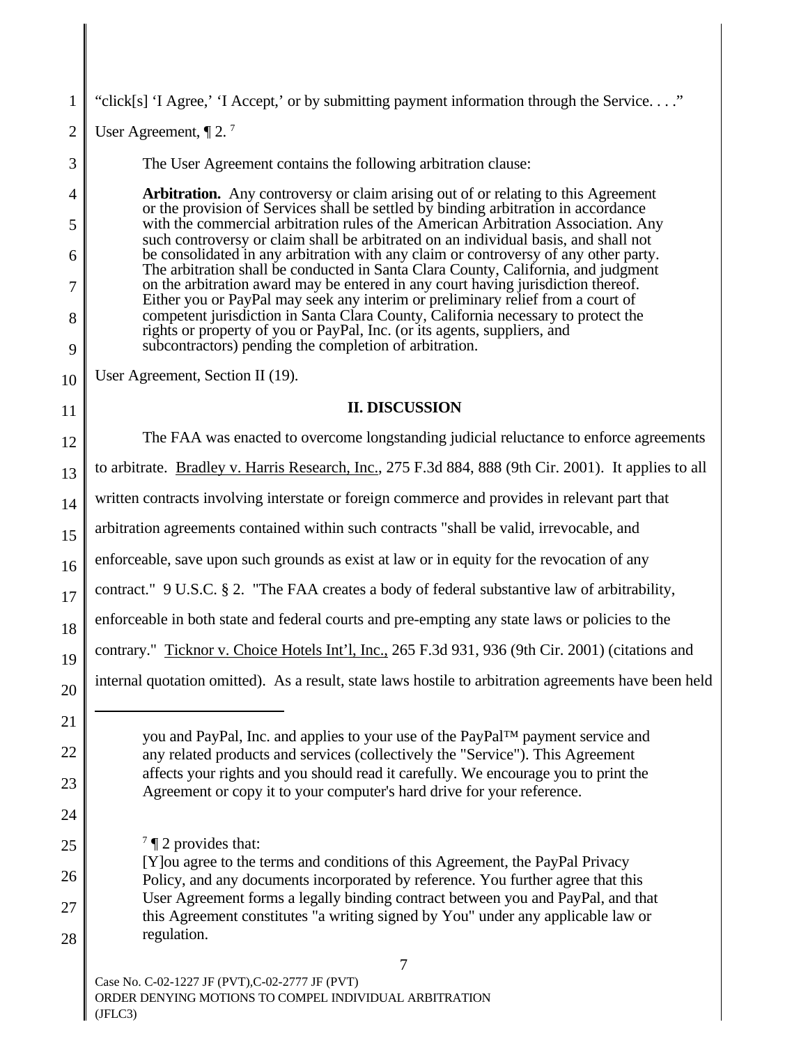"click[s] 'I Agree,' 'I Accept,' or by submitting payment information through the Service. . . ." User Agreement, ¶ 2.[7]

The User Agreement contains the following arbitration clause:

> **Arbitration.** Any controversy or claim arising out of or relating to this Agreement or the provision of Services shall be settled by binding arbitration in accordance with the commercial arbitration rules of the American Arbitration Association. Any such controversy or claim shall be arbitrated on an individual basis, and shall not be consolidated in any arbitration with any claim or controversy of any other party. The arbitration shall be conducted in Santa Clara County, California, and judgment on the arbitration award may be entered in any court having jurisdiction thereof. Either you or PayPal may seek any interim or preliminary relief from a court of competent jurisdiction in Santa Clara County, California necessary to protect the rights or property of you or PayPal, Inc. (or its agents, suppliers, and subcontractors) pending the completion of arbitration.

User Agreement, Section II (19).

## II. DISCUSSION

The FAA was enacted to overcome longstanding judicial reluctance to enforce agreements to arbitrate. Bradley v. Harris Research, Inc., 275 F.3d 884, 888 (9th Cir. 2001). It applies to all written contracts involving interstate or foreign commerce and provides in relevant part that arbitration agreements contained within such contracts "shall be valid, irrevocable, and enforceable, save upon such grounds as exist at law or in equity for the revocation of any contract." 9 U.S.C. § 2. "The FAA creates a body of federal substantive law of arbitrability, enforceable in both state and federal courts and pre-empting any state laws or policies to the contrary." Ticknor v. Choice Hotels Int'l, Inc., 265 F.3d 931, 936 (9th Cir. 2001) (citations and internal quotation omitted). As a result, state laws hostile to arbitration agreements have been held

---

> you and PayPal, Inc. and applies to your use of the PayPal™ payment service and any related products and services (collectively the "Service"). This Agreement affects your rights and you should read it carefully. We encourage you to print the Agreement or copy it to your computer's hard drive for your reference.

[7] ¶ 2 provides that:

> [Y]ou agree to the terms and conditions of this Agreement, the PayPal Privacy Policy, and any documents incorporated by reference. You further agree that this User Agreement forms a legally binding contract between you and PayPal, and that this Agreement constitutes "a writing signed by You" under any applicable law or regulation.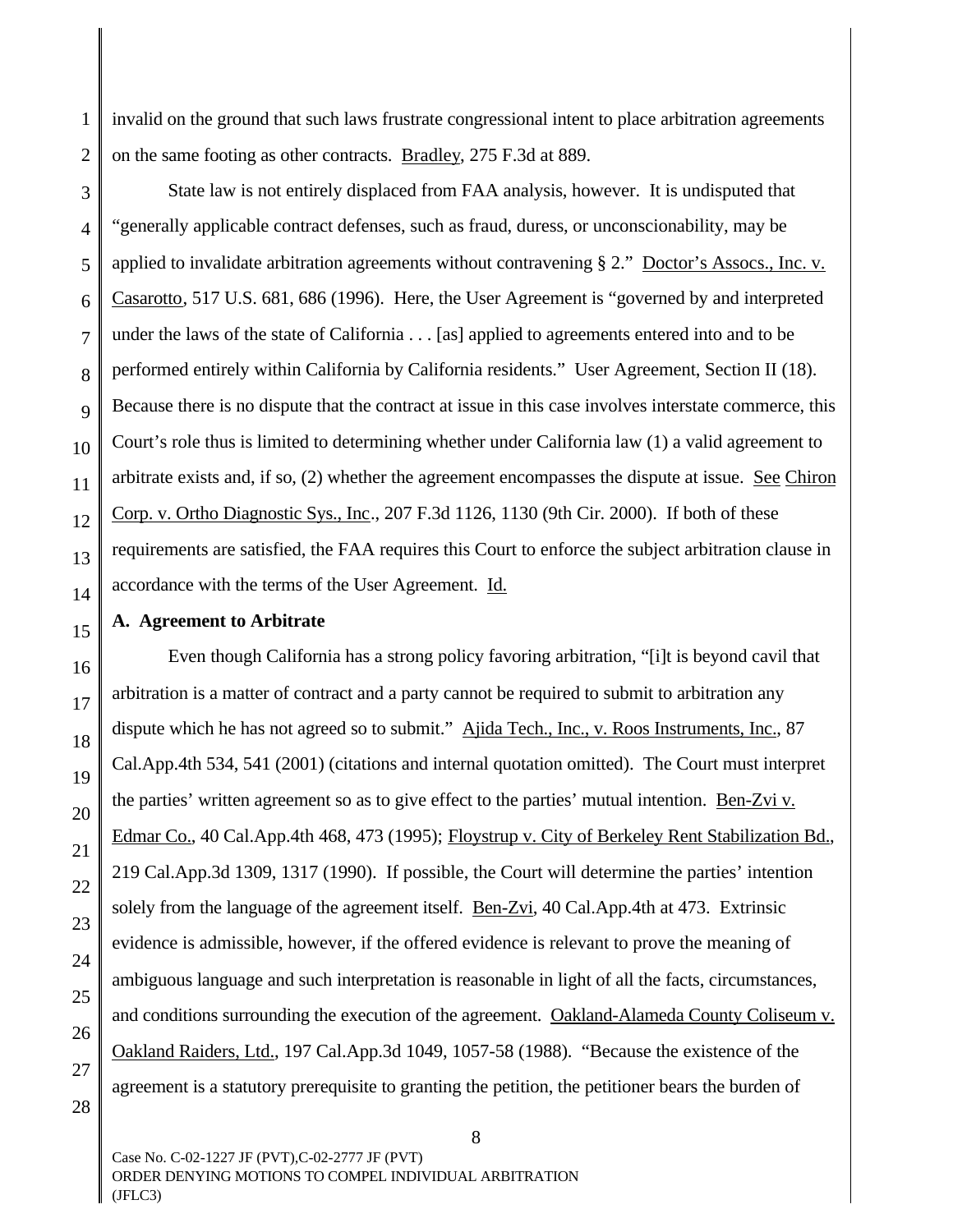invalid on the ground that such laws frustrate congressional intent to place arbitration agreements on the same footing as other contracts. Bradley, 275 F.3d at 889.

State law is not entirely displaced from FAA analysis, however. It is undisputed that "generally applicable contract defenses, such as fraud, duress, or unconscionability, may be applied to invalidate arbitration agreements without contravening § 2." Doctor's Assocs., Inc. v. Casarotto, 517 U.S. 681, 686 (1996). Here, the User Agreement is "governed by and interpreted under the laws of the state of California . . . [as] applied to agreements entered into and to be performed entirely within California by California residents." User Agreement, Section II (18). Because there is no dispute that the contract at issue in this case involves interstate commerce, this Court's role thus is limited to determining whether under California law (1) a valid agreement to arbitrate exists and, if so, (2) whether the agreement encompasses the dispute at issue. See Chiron Corp. v. Ortho Diagnostic Sys., Inc., 207 F.3d 1126, 1130 (9th Cir. 2000). If both of these requirements are satisfied, the FAA requires this Court to enforce the subject arbitration clause in accordance with the terms of the User Agreement. Id.

**A. Agreement to Arbitrate**

Even though California has a strong policy favoring arbitration, "[i]t is beyond cavil that arbitration is a matter of contract and a party cannot be required to submit to arbitration any dispute which he has not agreed so to submit." Ajida Tech., Inc., v. Roos Instruments, Inc., 87 Cal.App.4th 534, 541 (2001) (citations and internal quotation omitted). The Court must interpret the parties' written agreement so as to give effect to the parties' mutual intention. Ben-Zvi v. Edmar Co., 40 Cal.App.4th 468, 473 (1995); Floystrup v. City of Berkeley Rent Stabilization Bd., 219 Cal.App.3d 1309, 1317 (1990). If possible, the Court will determine the parties' intention solely from the language of the agreement itself. Ben-Zvi, 40 Cal.App.4th at 473. Extrinsic evidence is admissible, however, if the offered evidence is relevant to prove the meaning of ambiguous language and such interpretation is reasonable in light of all the facts, circumstances, and conditions surrounding the execution of the agreement. Oakland-Alameda County Coliseum v. Oakland Raiders, Ltd., 197 Cal.App.3d 1049, 1057-58 (1988). "Because the existence of the agreement is a statutory prerequisite to granting the petition, the petitioner bears the burden of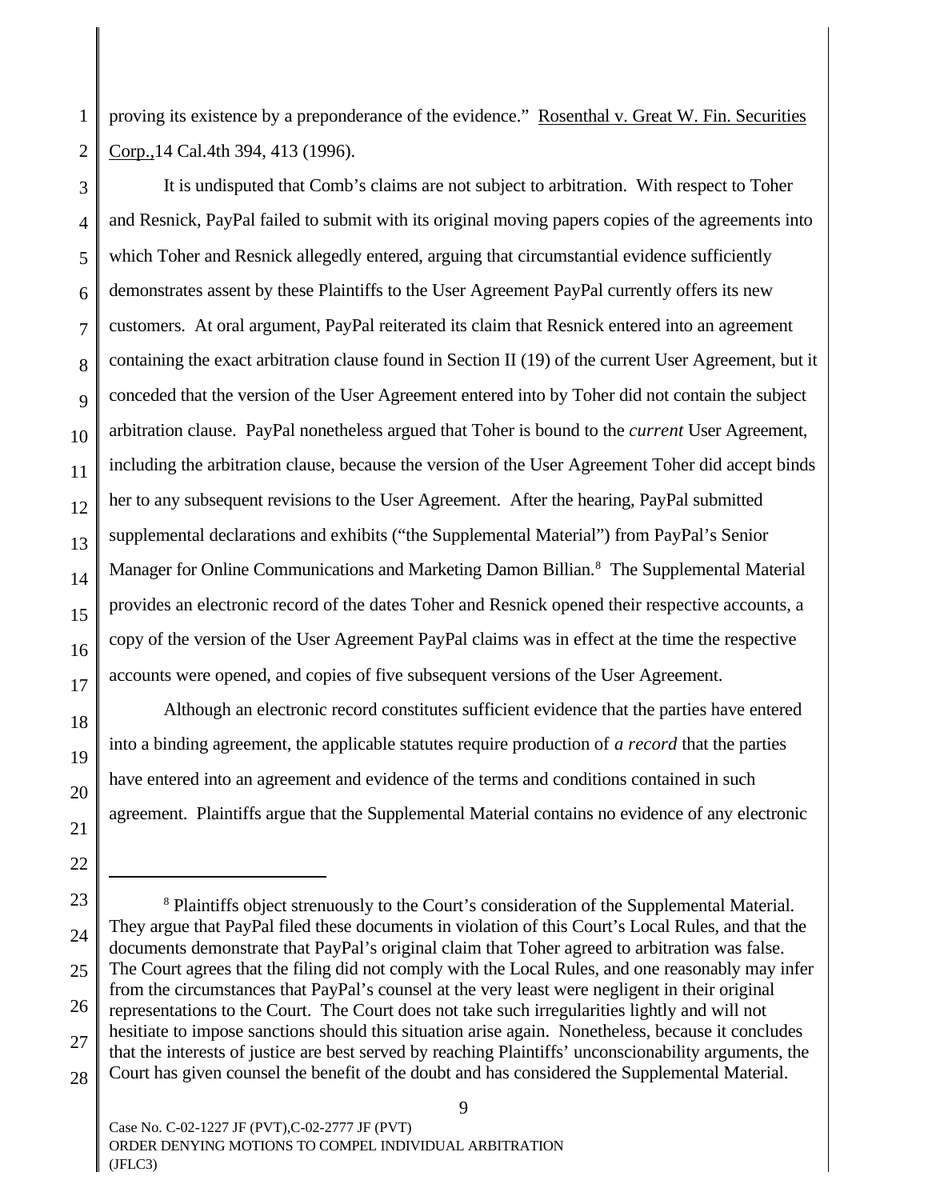proving its existence by a preponderance of the evidence." Rosenthal v. Great W. Fin. Securities Corp.,14 Cal.4th 394, 413 (1996).

It is undisputed that Comb's claims are not subject to arbitration. With respect to Toher and Resnick, PayPal failed to submit with its original moving papers copies of the agreements into which Toher and Resnick allegedly entered, arguing that circumstantial evidence sufficiently demonstrates assent by these Plaintiffs to the User Agreement PayPal currently offers its new customers. At oral argument, PayPal reiterated its claim that Resnick entered into an agreement containing the exact arbitration clause found in Section II (19) of the current User Agreement, but it conceded that the version of the User Agreement entered into by Toher did not contain the subject arbitration clause. PayPal nonetheless argued that Toher is bound to the *current* User Agreement, including the arbitration clause, because the version of the User Agreement Toher did accept binds her to any subsequent revisions to the User Agreement. After the hearing, PayPal submitted supplemental declarations and exhibits ("the Supplemental Material") from PayPal's Senior Manager for Online Communications and Marketing Damon Billian.[8] The Supplemental Material provides an electronic record of the dates Toher and Resnick opened their respective accounts, a copy of the version of the User Agreement PayPal claims was in effect at the time the respective accounts were opened, and copies of five subsequent versions of the User Agreement.

Although an electronic record constitutes sufficient evidence that the parties have entered into a binding agreement, the applicable statutes require production of *a record* that the parties have entered into an agreement and evidence of the terms and conditions contained in such agreement. Plaintiffs argue that the Supplemental Material contains no evidence of any electronic

---

[8] Plaintiffs object strenuously to the Court's consideration of the Supplemental Material. They argue that PayPal filed these documents in violation of this Court's Local Rules, and that the documents demonstrate that PayPal's original claim that Toher agreed to arbitration was false. The Court agrees that the filing did not comply with the Local Rules, and one reasonably may infer from the circumstances that PayPal's counsel at the very least were negligent in their original representations to the Court. The Court does not take such irregularities lightly and will not hesitiate to impose sanctions should this situation arise again. Nonetheless, because it concludes that the interests of justice are best served by reaching Plaintiffs' unconscionability arguments, the Court has given counsel the benefit of the doubt and has considered the Supplemental Material.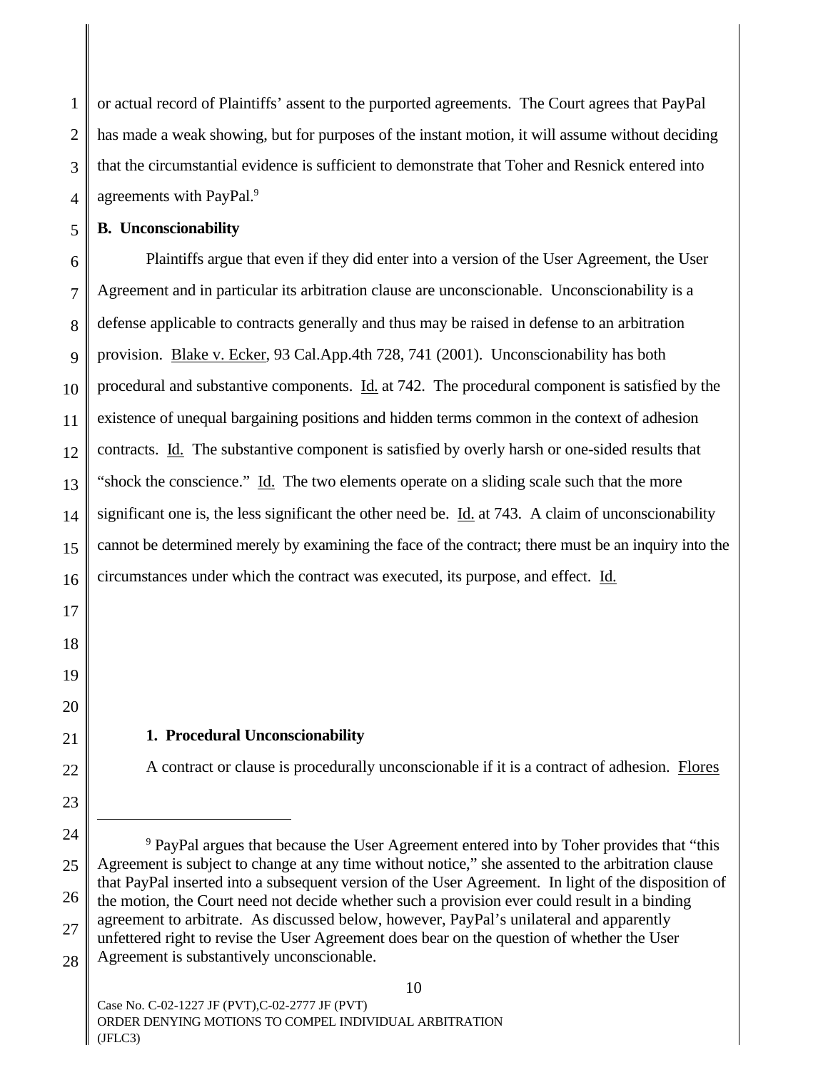or actual record of Plaintiffs' assent to the purported agreements. The Court agrees that PayPal has made a weak showing, but for purposes of the instant motion, it will assume without deciding that the circumstantial evidence is sufficient to demonstrate that Toher and Resnick entered into agreements with PayPal.[9]

**B. Unconscionability**

Plaintiffs argue that even if they did enter into a version of the User Agreement, the User Agreement and in particular its arbitration clause are unconscionable. Unconscionability is a defense applicable to contracts generally and thus may be raised in defense to an arbitration provision. Blake v. Ecker, 93 Cal.App.4th 728, 741 (2001). Unconscionability has both procedural and substantive components. Id. at 742. The procedural component is satisfied by the existence of unequal bargaining positions and hidden terms common in the context of adhesion contracts. Id. The substantive component is satisfied by overly harsh or one-sided results that "shock the conscience." Id. The two elements operate on a sliding scale such that the more significant one is, the less significant the other need be. Id. at 743. A claim of unconscionability cannot be determined merely by examining the face of the contract; there must be an inquiry into the circumstances under which the contract was executed, its purpose, and effect. Id.

**1. Procedural Unconscionability**

A contract or clause is procedurally unconscionable if it is a contract of adhesion. Flores

---

[9] PayPal argues that because the User Agreement entered into by Toher provides that "this Agreement is subject to change at any time without notice," she assented to the arbitration clause that PayPal inserted into a subsequent version of the User Agreement. In light of the disposition of the motion, the Court need not decide whether such a provision ever could result in a binding agreement to arbitrate. As discussed below, however, PayPal's unilateral and apparently unfettered right to revise the User Agreement does bear on the question of whether the User Agreement is substantively unconscionable.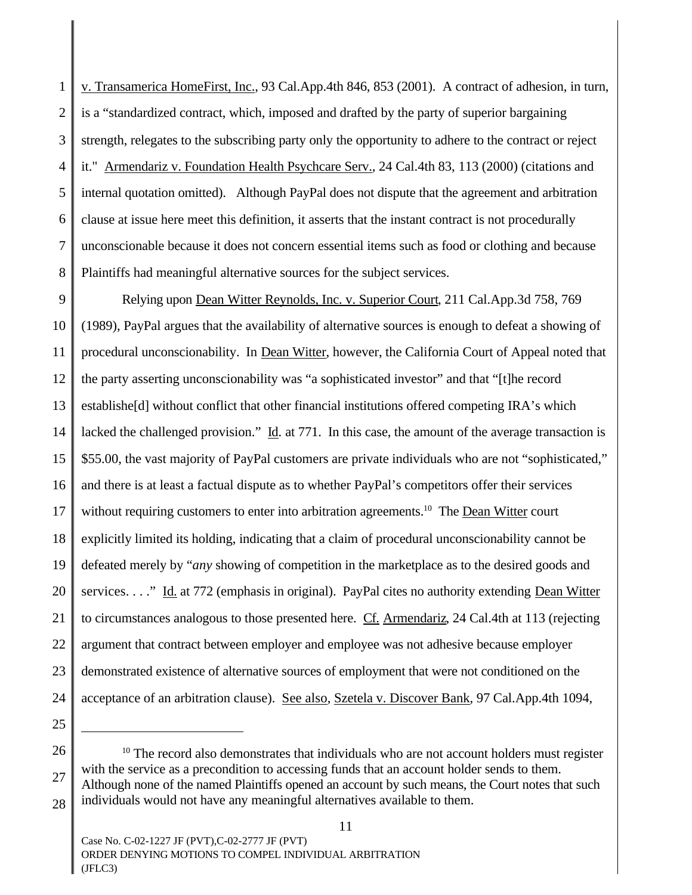v. Transamerica HomeFirst, Inc., 93 Cal.App.4th 846, 853 (2001). A contract of adhesion, in turn, is a "standardized contract, which, imposed and drafted by the party of superior bargaining strength, relegates to the subscribing party only the opportunity to adhere to the contract or reject it." Armendariz v. Foundation Health Psychcare Serv., 24 Cal.4th 83, 113 (2000) (citations and internal quotation omitted). Although PayPal does not dispute that the agreement and arbitration clause at issue here meet this definition, it asserts that the instant contract is not procedurally unconscionable because it does not concern essential items such as food or clothing and because Plaintiffs had meaningful alternative sources for the subject services.

Relying upon Dean Witter Reynolds, Inc. v. Superior Court, 211 Cal.App.3d 758, 769 (1989), PayPal argues that the availability of alternative sources is enough to defeat a showing of procedural unconscionability. In Dean Witter, however, the California Court of Appeal noted that the party asserting unconscionability was "a sophisticated investor" and that "[t]he record establishe[d] without conflict that other financial institutions offered competing IRA's which lacked the challenged provision." Id. at 771. In this case, the amount of the average transaction is $55.00, the vast majority of PayPal customers are private individuals who are not "sophisticated," and there is at least a factual dispute as to whether PayPal's competitors offer their services without requiring customers to enter into arbitration agreements.[10] The Dean Witter court explicitly limited its holding, indicating that a claim of procedural unconscionability cannot be defeated merely by "*any* showing of competition in the marketplace as to the desired goods and services. . . ." Id. at 772 (emphasis in original). PayPal cites no authority extending Dean Witter to circumstances analogous to those presented here. Cf. Armendariz, 24 Cal.4th at 113 (rejecting argument that contract between employer and employee was not adhesive because employer demonstrated existence of alternative sources of employment that were not conditioned on the acceptance of an arbitration clause). See also, Szetela v. Discover Bank, 97 Cal.App.4th 1094,

---

[10] The record also demonstrates that individuals who are not account holders must register with the service as a precondition to accessing funds that an account holder sends to them. Although none of the named Plaintiffs opened an account by such means, the Court notes that such individuals would not have any meaningful alternatives available to them.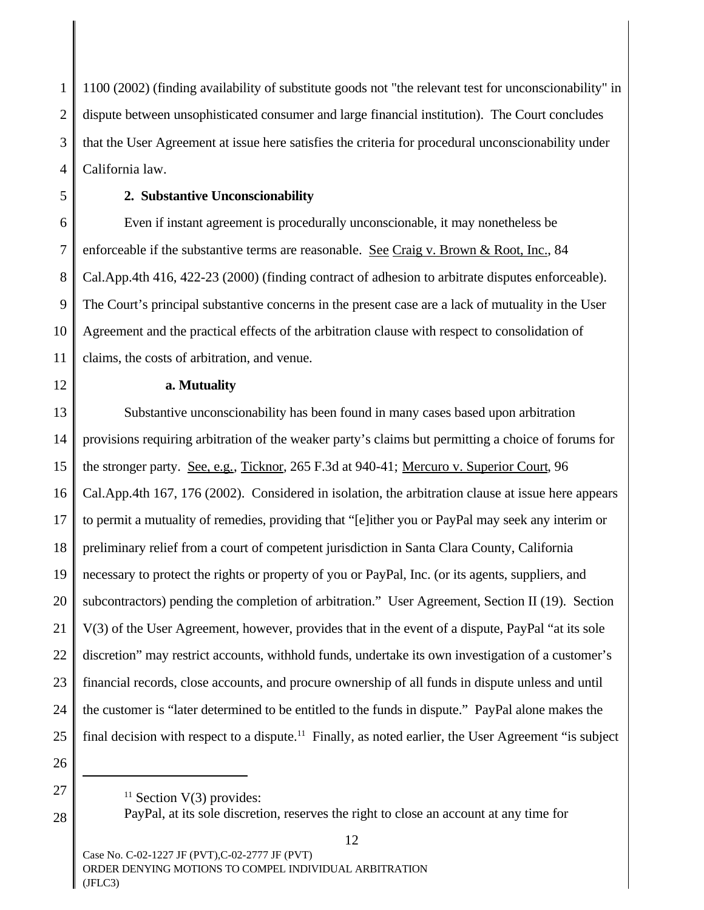1100 (2002) (finding availability of substitute goods not "the relevant test for unconscionability" in dispute between unsophisticated consumer and large financial institution). The Court concludes that the User Agreement at issue here satisfies the criteria for procedural unconscionability under California law.

**2. Substantive Unconscionability**

Even if instant agreement is procedurally unconscionable, it may nonetheless be enforceable if the substantive terms are reasonable. See Craig v. Brown & Root, Inc., 84 Cal.App.4th 416, 422-23 (2000) (finding contract of adhesion to arbitrate disputes enforceable). The Court's principal substantive concerns in the present case are a lack of mutuality in the User Agreement and the practical effects of the arbitration clause with respect to consolidation of claims, the costs of arbitration, and venue.

**a. Mutuality**

Substantive unconscionability has been found in many cases based upon arbitration provisions requiring arbitration of the weaker party's claims but permitting a choice of forums for the stronger party. See, e.g., Ticknor, 265 F.3d at 940-41; Mercuro v. Superior Court, 96 Cal.App.4th 167, 176 (2002). Considered in isolation, the arbitration clause at issue here appears to permit a mutuality of remedies, providing that "[e]ither you or PayPal may seek any interim or preliminary relief from a court of competent jurisdiction in Santa Clara County, California necessary to protect the rights or property of you or PayPal, Inc. (or its agents, suppliers, and subcontractors) pending the completion of arbitration." User Agreement, Section II (19). Section V(3) of the User Agreement, however, provides that in the event of a dispute, PayPal "at its sole discretion" may restrict accounts, withhold funds, undertake its own investigation of a customer's financial records, close accounts, and procure ownership of all funds in dispute unless and until the customer is "later determined to be entitled to the funds in dispute." PayPal alone makes the final decision with respect to a dispute.[11] Finally, as noted earlier, the User Agreement "is subject

---

[11] Section V(3) provides:

PayPal, at its sole discretion, reserves the right to close an account at any time for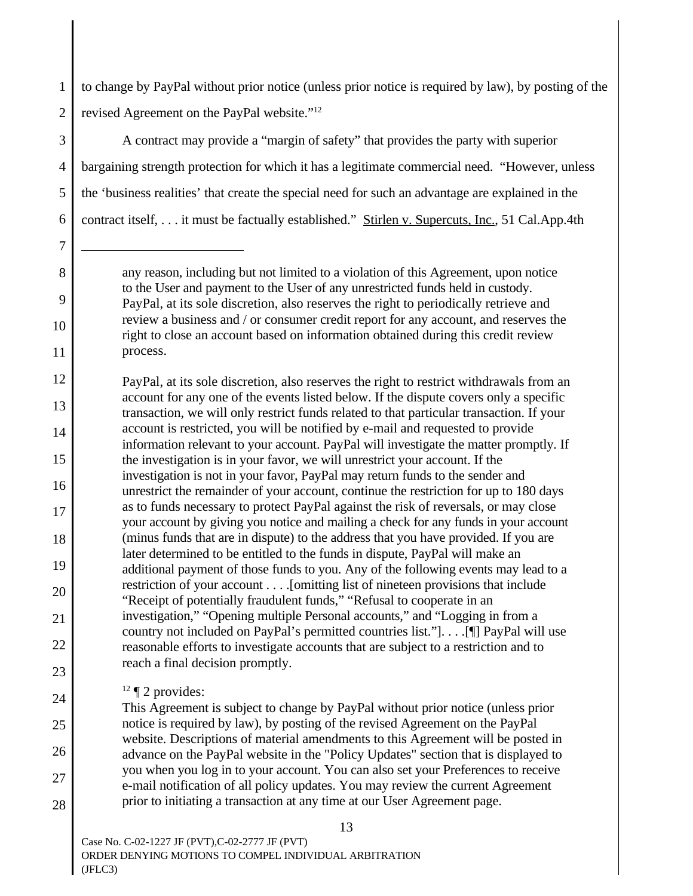to change by PayPal without prior notice (unless prior notice is required by law), by posting of the revised Agreement on the PayPal website."[12]

A contract may provide a "margin of safety" that provides the party with superior bargaining strength protection for which it has a legitimate commercial need. "However, unless the 'business realities' that create the special need for such an advantage are explained in the contract itself, . . . it must be factually established." Stirlen v. Supercuts, Inc., 51 Cal.App.4th

---

> any reason, including but not limited to a violation of this Agreement, upon notice to the User and payment to the User of any unrestricted funds held in custody. PayPal, at its sole discretion, also reserves the right to periodically retrieve and review a business and / or consumer credit report for any account, and reserves the right to close an account based on information obtained during this credit review process.
>
> PayPal, at its sole discretion, also reserves the right to restrict withdrawals from an account for any one of the events listed below. If the dispute covers only a specific transaction, we will only restrict funds related to that particular transaction. If your account is restricted, you will be notified by e-mail and requested to provide information relevant to your account. PayPal will investigate the matter promptly. If the investigation is in your favor, we will unrestrict your account. If the investigation is not in your favor, PayPal may return funds to the sender and unrestrict the remainder of your account, continue the restriction for up to 180 days as to funds necessary to protect PayPal against the risk of reversals, or may close your account by giving you notice and mailing a check for any funds in your account (minus funds that are in dispute) to the address that you have provided. If you are later determined to be entitled to the funds in dispute, PayPal will make an additional payment of those funds to you. Any of the following events may lead to a restriction of your account . . . .[omitting list of nineteen provisions that include "Receipt of potentially fraudulent funds," "Refusal to cooperate in an investigation," "Opening multiple Personal accounts," and "Logging in from a country not included on PayPal's permitted countries list."]. . . .[¶] PayPal will use reasonable efforts to investigate accounts that are subject to a restriction and to reach a final decision promptly.

[12] ¶ 2 provides:

> This Agreement is subject to change by PayPal without prior notice (unless prior notice is required by law), by posting of the revised Agreement on the PayPal website. Descriptions of material amendments to this Agreement will be posted in advance on the PayPal website in the "Policy Updates" section that is displayed to you when you log in to your account. You can also set your Preferences to receive e-mail notification of all policy updates. You may review the current Agreement prior to initiating a transaction at any time at our User Agreement page.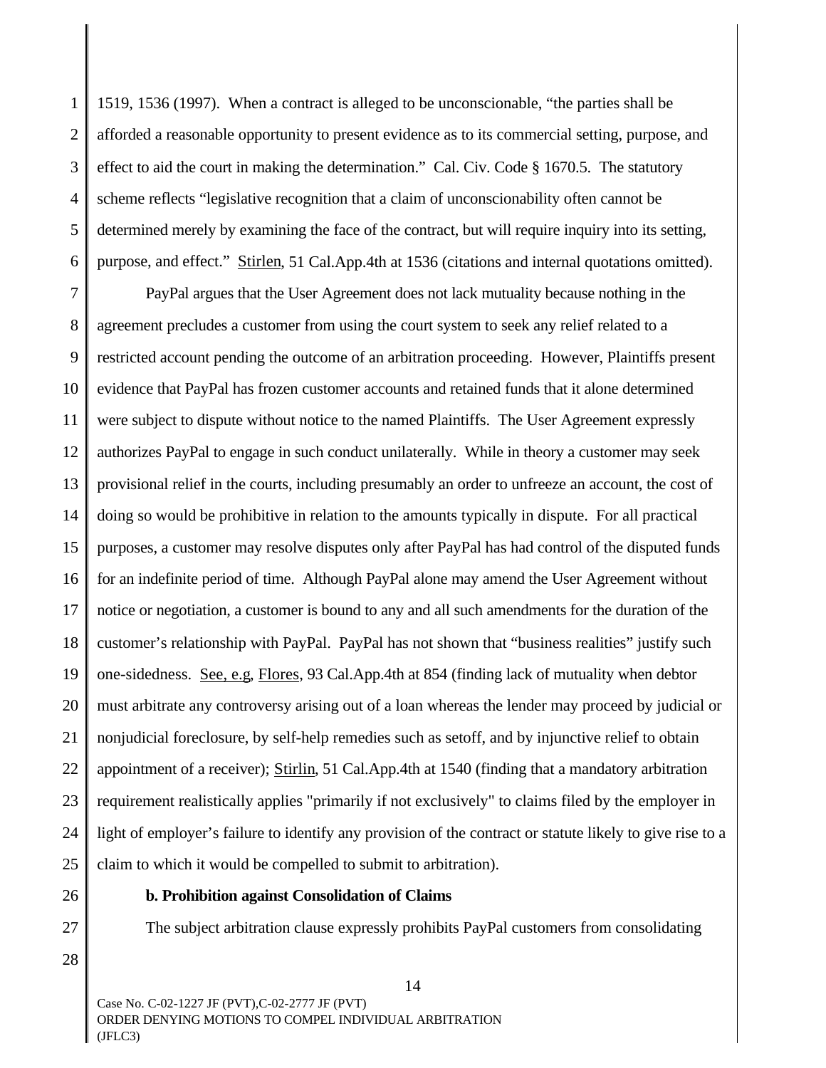1519, 1536 (1997). When a contract is alleged to be unconscionable, “the parties shall be afforded a reasonable opportunity to present evidence as to its commercial setting, purpose, and effect to aid the court in making the determination.” Cal. Civ. Code § 1670.5. The statutory scheme reflects “legislative recognition that a claim of unconscionability often cannot be determined merely by examining the face of the contract, but will require inquiry into its setting, purpose, and effect.” Stirlen, 51 Cal.App.4th at 1536 (citations and internal quotations omitted).

PayPal argues that the User Agreement does not lack mutuality because nothing in the agreement precludes a customer from using the court system to seek any relief related to a restricted account pending the outcome of an arbitration proceeding. However, Plaintiffs present evidence that PayPal has frozen customer accounts and retained funds that it alone determined were subject to dispute without notice to the named Plaintiffs. The User Agreement expressly authorizes PayPal to engage in such conduct unilaterally. While in theory a customer may seek provisional relief in the courts, including presumably an order to unfreeze an account, the cost of doing so would be prohibitive in relation to the amounts typically in dispute. For all practical purposes, a customer may resolve disputes only after PayPal has had control of the disputed funds for an indefinite period of time. Although PayPal alone may amend the User Agreement without notice or negotiation, a customer is bound to any and all such amendments for the duration of the customer’s relationship with PayPal. PayPal has not shown that “business realities” justify such one-sidedness. See, e.g, Flores, 93 Cal.App.4th at 854 (finding lack of mutuality when debtor must arbitrate any controversy arising out of a loan whereas the lender may proceed by judicial or nonjudicial foreclosure, by self-help remedies such as setoff, and by injunctive relief to obtain appointment of a receiver); Stirlin, 51 Cal.App.4th at 1540 (finding that a mandatory arbitration requirement realistically applies "primarily if not exclusively" to claims filed by the employer in light of employer’s failure to identify any provision of the contract or statute likely to give rise to a claim to which it would be compelled to submit to arbitration).

**b. Prohibition against Consolidation of Claims**

The subject arbitration clause expressly prohibits PayPal customers from consolidating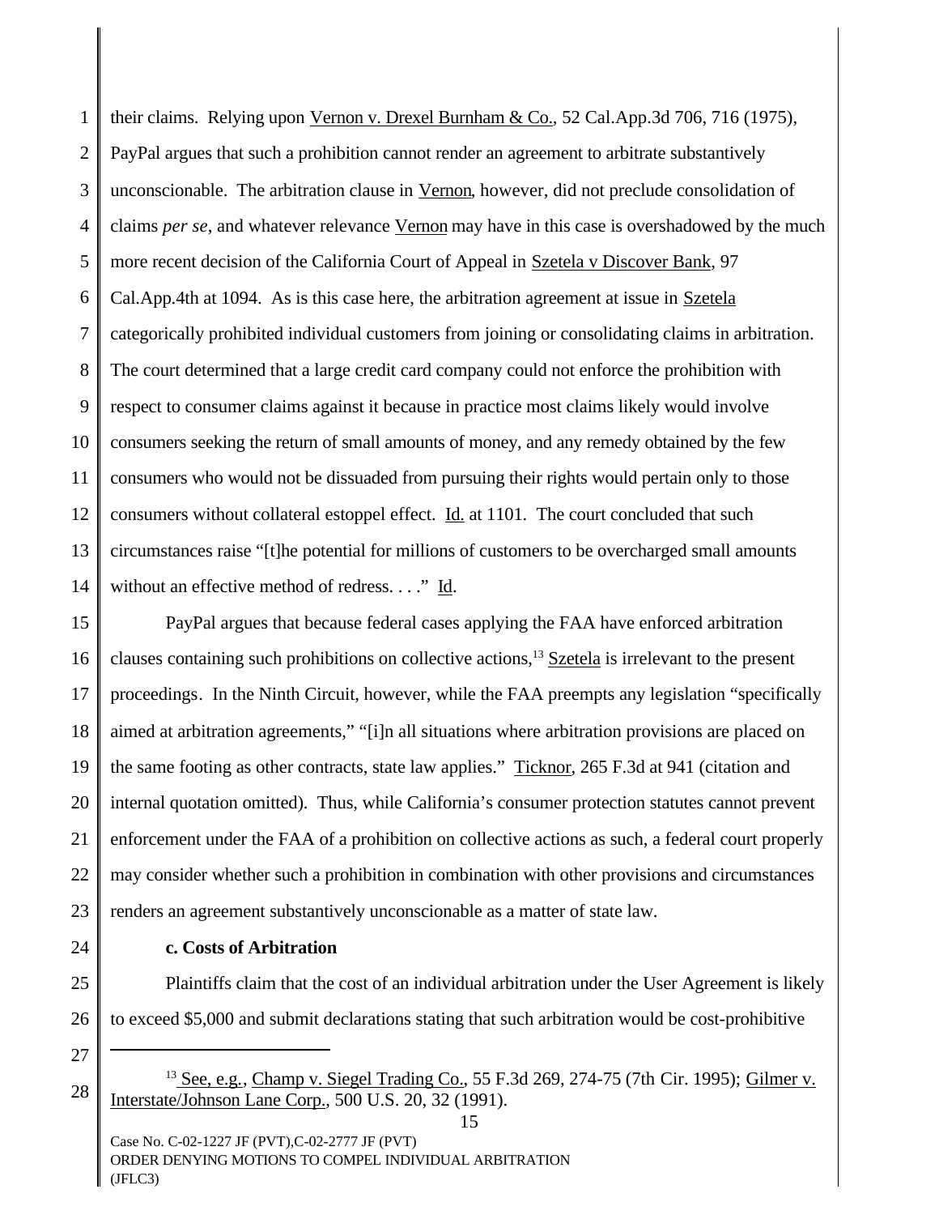their claims. Relying upon Vernon v. Drexel Burnham & Co., 52 Cal.App.3d 706, 716 (1975), PayPal argues that such a prohibition cannot render an agreement to arbitrate substantively unconscionable. The arbitration clause in Vernon, however, did not preclude consolidation of claims *per se*, and whatever relevance Vernon may have in this case is overshadowed by the much more recent decision of the California Court of Appeal in Szetela v Discover Bank, 97 Cal.App.4th at 1094. As is this case here, the arbitration agreement at issue in Szetela categorically prohibited individual customers from joining or consolidating claims in arbitration. The court determined that a large credit card company could not enforce the prohibition with respect to consumer claims against it because in practice most claims likely would involve consumers seeking the return of small amounts of money, and any remedy obtained by the few consumers who would not be dissuaded from pursuing their rights would pertain only to those consumers without collateral estoppel effect. Id. at 1101. The court concluded that such circumstances raise "[t]he potential for millions of customers to be overcharged small amounts without an effective method of redress. . . ." Id.

PayPal argues that because federal cases applying the FAA have enforced arbitration clauses containing such prohibitions on collective actions,[13] Szetela is irrelevant to the present proceedings. In the Ninth Circuit, however, while the FAA preempts any legislation "specifically aimed at arbitration agreements," "[i]n all situations where arbitration provisions are placed on the same footing as other contracts, state law applies." Ticknor, 265 F.3d at 941 (citation and internal quotation omitted). Thus, while California's consumer protection statutes cannot prevent enforcement under the FAA of a prohibition on collective actions as such, a federal court properly may consider whether such a prohibition in combination with other provisions and circumstances renders an agreement substantively unconscionable as a matter of state law.

**c. Costs of Arbitration**

Plaintiffs claim that the cost of an individual arbitration under the User Agreement is likely to exceed $5,000 and submit declarations stating that such arbitration would be cost-prohibitive

---

[13] See, e.g., Champ v. Siegel Trading Co., 55 F.3d 269, 274-75 (7th Cir. 1995); Gilmer v. Interstate/Johnson Lane Corp., 500 U.S. 20, 32 (1991).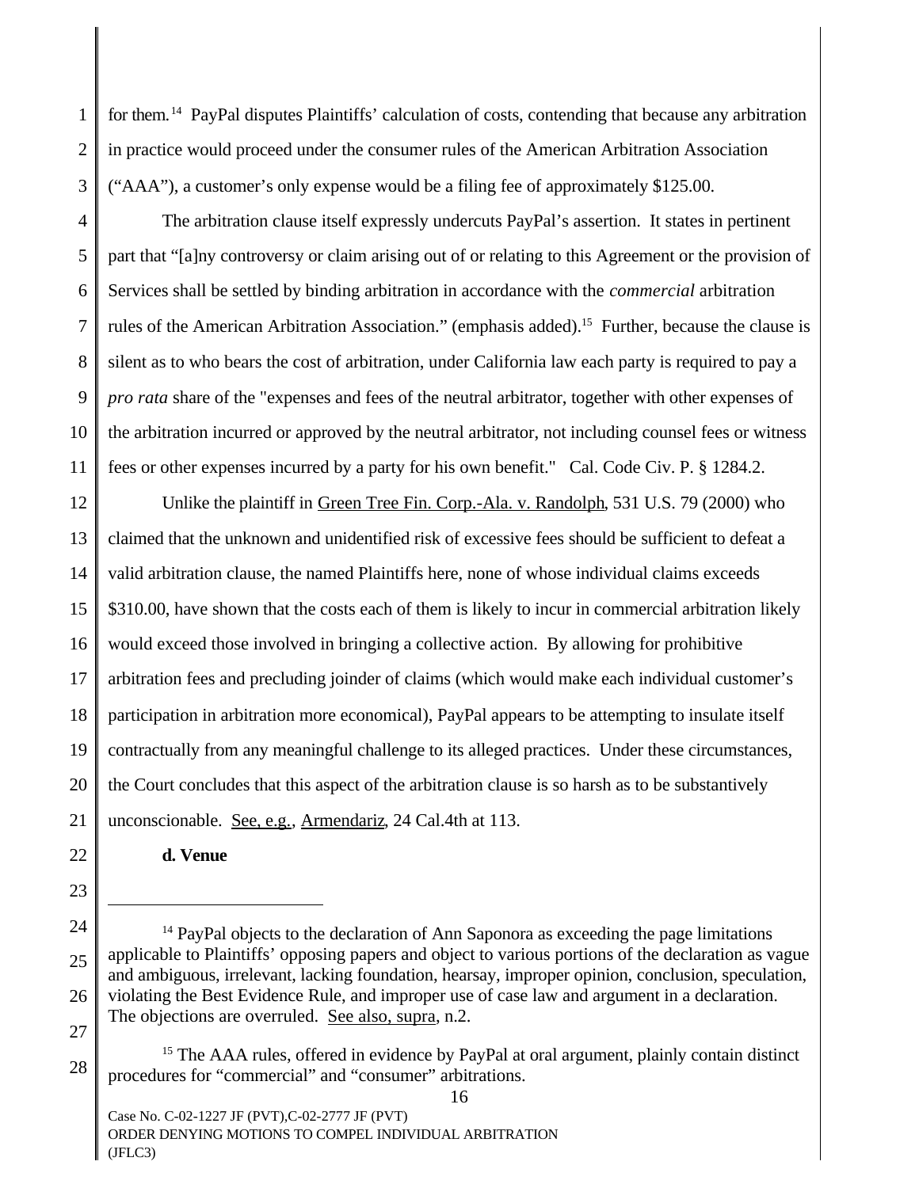for them.[14] PayPal disputes Plaintiffs' calculation of costs, contending that because any arbitration in practice would proceed under the consumer rules of the American Arbitration Association ("AAA"), a customer's only expense would be a filing fee of approximately $125.00.

The arbitration clause itself expressly undercuts PayPal's assertion. It states in pertinent part that "[a]ny controversy or claim arising out of or relating to this Agreement or the provision of Services shall be settled by binding arbitration in accordance with the *commercial* arbitration rules of the American Arbitration Association." (emphasis added).[15] Further, because the clause is silent as to who bears the cost of arbitration, under California law each party is required to pay a *pro rata* share of the "expenses and fees of the neutral arbitrator, together with other expenses of the arbitration incurred or approved by the neutral arbitrator, not including counsel fees or witness fees or other expenses incurred by a party for his own benefit." Cal. Code Civ. P. § 1284.2.

Unlike the plaintiff in Green Tree Fin. Corp.-Ala. v. Randolph, 531 U.S. 79 (2000) who claimed that the unknown and unidentified risk of excessive fees should be sufficient to defeat a valid arbitration clause, the named Plaintiffs here, none of whose individual claims exceeds $310.00, have shown that the costs each of them is likely to incur in commercial arbitration likely would exceed those involved in bringing a collective action. By allowing for prohibitive arbitration fees and precluding joinder of claims (which would make each individual customer's participation in arbitration more economical), PayPal appears to be attempting to insulate itself contractually from any meaningful challenge to its alleged practices. Under these circumstances, the Court concludes that this aspect of the arbitration clause is so harsh as to be substantively unconscionable. See, e.g., Armendariz, 24 Cal.4th at 113.

**d. Venue**

---

[14] PayPal objects to the declaration of Ann Saponora as exceeding the page limitations applicable to Plaintiffs' opposing papers and object to various portions of the declaration as vague and ambiguous, irrelevant, lacking foundation, hearsay, improper opinion, conclusion, speculation, violating the Best Evidence Rule, and improper use of case law and argument in a declaration. The objections are overruled. See also, supra, n.2.

[15] The AAA rules, offered in evidence by PayPal at oral argument, plainly contain distinct procedures for "commercial" and "consumer" arbitrations.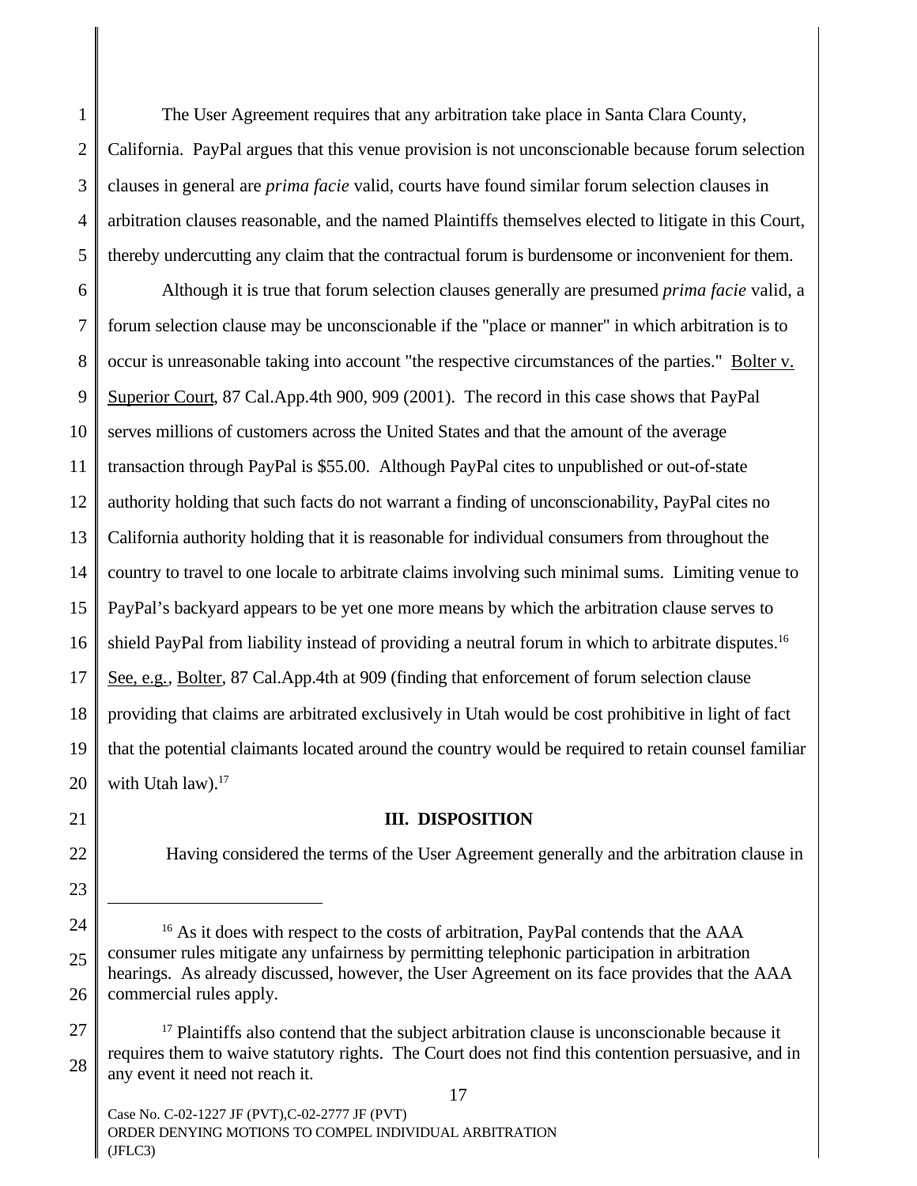The User Agreement requires that any arbitration take place in Santa Clara County, California. PayPal argues that this venue provision is not unconscionable because forum selection clauses in general are *prima facie* valid, courts have found similar forum selection clauses in arbitration clauses reasonable, and the named Plaintiffs themselves elected to litigate in this Court, thereby undercutting any claim that the contractual forum is burdensome or inconvenient for them.

Although it is true that forum selection clauses generally are presumed *prima facie* valid, a forum selection clause may be unconscionable if the "place or manner" in which arbitration is to occur is unreasonable taking into account "the respective circumstances of the parties." Bolter v. Superior Court, 87 Cal.App.4th 900, 909 (2001). The record in this case shows that PayPal serves millions of customers across the United States and that the amount of the average transaction through PayPal is $55.00. Although PayPal cites to unpublished or out-of-state authority holding that such facts do not warrant a finding of unconscionability, PayPal cites no California authority holding that it is reasonable for individual consumers from throughout the country to travel to one locale to arbitrate claims involving such minimal sums. Limiting venue to PayPal's backyard appears to be yet one more means by which the arbitration clause serves to shield PayPal from liability instead of providing a neutral forum in which to arbitrate disputes.[16] See, e.g., Bolter, 87 Cal.App.4th at 909 (finding that enforcement of forum selection clause providing that claims are arbitrated exclusively in Utah would be cost prohibitive in light of fact that the potential claimants located around the country would be required to retain counsel familiar with Utah law).[17]

## III. DISPOSITION

Having considered the terms of the User Agreement generally and the arbitration clause in

---

[16] As it does with respect to the costs of arbitration, PayPal contends that the AAA consumer rules mitigate any unfairness by permitting telephonic participation in arbitration hearings. As already discussed, however, the User Agreement on its face provides that the AAA commercial rules apply.

[17] Plaintiffs also contend that the subject arbitration clause is unconscionable because it requires them to waive statutory rights. The Court does not find this contention persuasive, and in any event it need not reach it.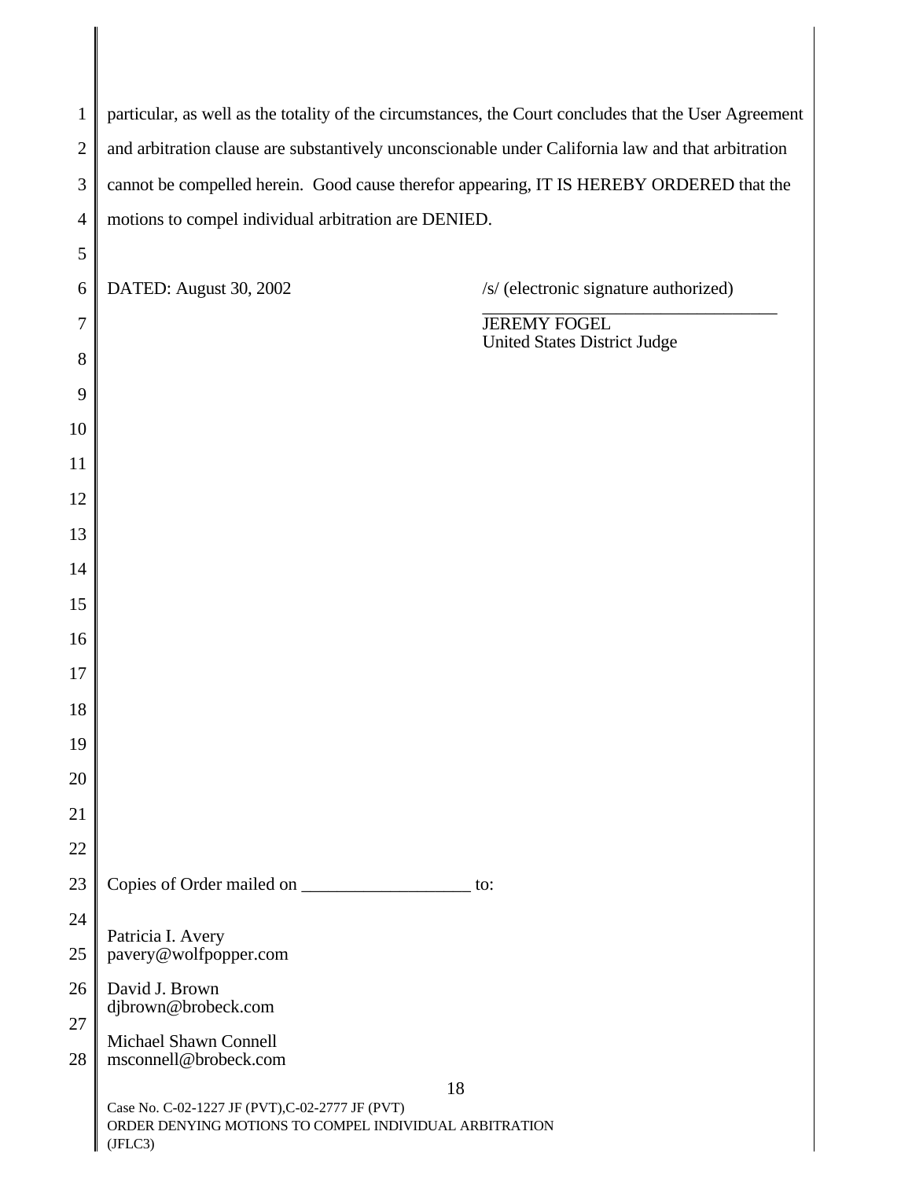particular, as well as the totality of the circumstances, the Court concludes that the User Agreement and arbitration clause are substantively unconscionable under California law and that arbitration cannot be compelled herein. Good cause therefor appearing, IT IS HEREBY ORDERED that the motions to compel individual arbitration are DENIED.

DATED: August 30, 2002

/s/ (electronic signature authorized)
\_\_\_\_\_\_\_\_\_\_\_\_\_\_\_\_\_\_\_\_\_\_\_\_\_\_\_\_\_\_\_\_\_\_
JEREMY FOGEL
United States District Judge

Copies of Order mailed on \_\_\_\_\_\_\_\_\_\_\_\_\_\_\_\_\_\_\_ to:

Patricia I. Avery
pavery@wolfpopper.com

David J. Brown
djbrown@brobeck.com

Michael Shawn Connell
msconnell@brobeck.com

Case No. C-02-1227 JF (PVT),C-02-2777 JF (PVT)
ORDER DENYING MOTIONS TO COMPEL INDIVIDUAL ARBITRATION
(JFLC3)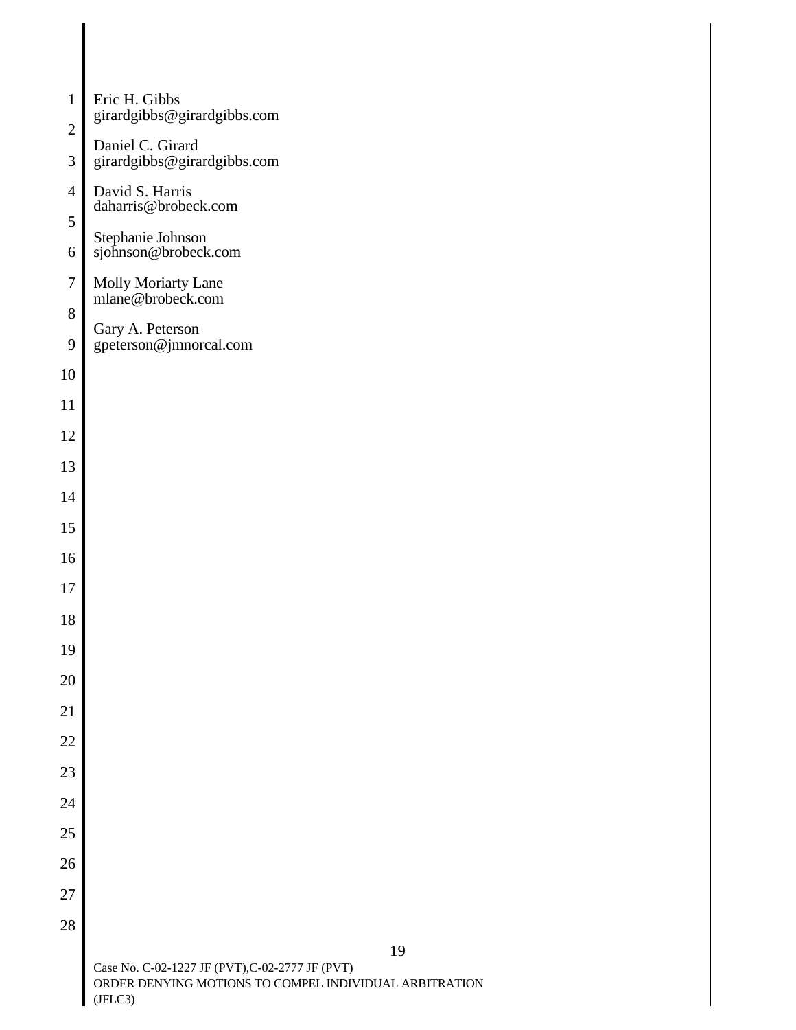Eric H. Gibbs
girardgibbs@girardgibbs.com

Daniel C. Girard
girardgibbs@girardgibbs.com

David S. Harris
daharris@brobeck.com

Stephanie Johnson
sjohnson@brobeck.com

Molly Moriarty Lane
mlane@brobeck.com

Gary A. Peterson
gpeterson@jmnorcal.com